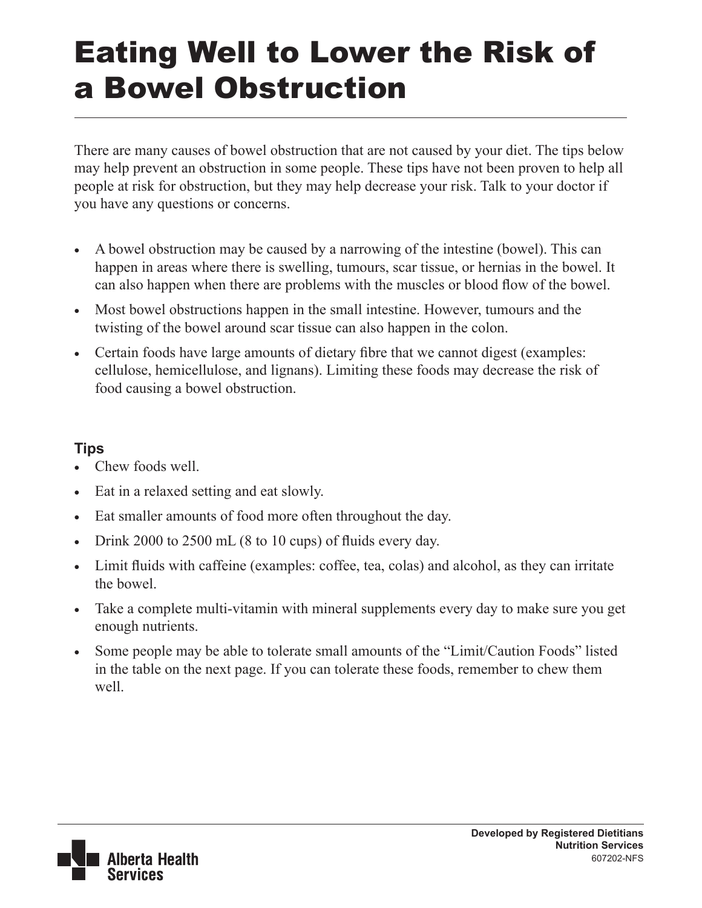# Eating Well to Lower the Risk of a Bowel Obstruction

There are many causes of bowel obstruction that are not caused by your diet. The tips below may help prevent an obstruction in some people. These tips have not been proven to help all people at risk for obstruction, but they may help decrease your risk. Talk to your doctor if you have any questions or concerns.

- A bowel obstruction may be caused by a narrowing of the intestine (bowel). This can happen in areas where there is swelling, tumours, scar tissue, or hernias in the bowel. It can also happen when there are problems with the muscles or blood flow of the bowel.
- Most bowel obstructions happen in the small intestine. However, tumours and the twisting of the bowel around scar tissue can also happen in the colon.
- Certain foods have large amounts of dietary fibre that we cannot digest (examples: cellulose, hemicellulose, and lignans). Limiting these foods may decrease the risk of food causing a bowel obstruction.

### Tips

- Chew foods well.
- Eat in a relaxed setting and eat slowly.
- Eat smaller amounts of food more often throughout the day.
- Drink 2000 to 2500 mL (8 to 10 cups) of fluids every day.
- Limit fluids with caffeine (examples: coffee, tea, colas) and alcohol, as they can irritate the bowel.
- Take a complete multi-vitamin with mineral supplements every day to make sure you get enough nutrients.
- Some people may be able to tolerate small amounts of the "Limit/Caution Foods" listed in the table on the next page. If you can tolerate these foods, remember to chew them well.

**Developed by Registered Dietitians**
**Nutrition Services**
607202-NFS

Alberta Health Services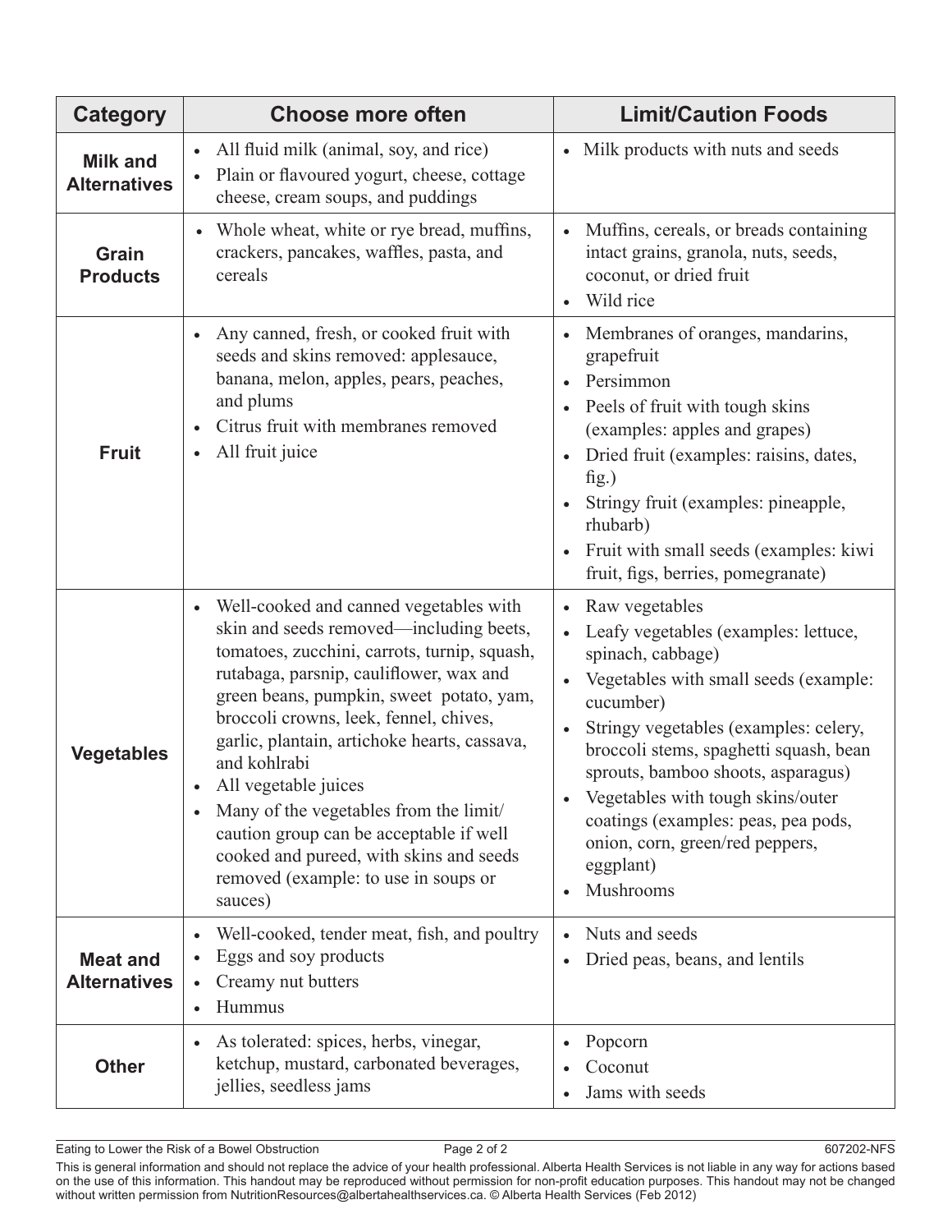| Category | Choose more often | Limit/Caution Foods |
|---|---|---|
| **Milk and Alternatives** | • All fluid milk (animal, soy, and rice)<br>• Plain or flavoured yogurt, cheese, cottage cheese, cream soups, and puddings | • Milk products with nuts and seeds |
| **Grain Products** | • Whole wheat, white or rye bread, muffins, crackers, pancakes, waffles, pasta, and cereals | • Muffins, cereals, or breads containing intact grains, granola, nuts, seeds, coconut, or dried fruit<br>• Wild rice |
| **Fruit** | • Any canned, fresh, or cooked fruit with seeds and skins removed: applesauce, banana, melon, apples, pears, peaches, and plums<br>• Citrus fruit with membranes removed<br>• All fruit juice | • Membranes of oranges, mandarins, grapefruit<br>• Persimmon<br>• Peels of fruit with tough skins (examples: apples and grapes)<br>• Dried fruit (examples: raisins, dates, fig.)<br>• Stringy fruit (examples: pineapple, rhubarb)<br>• Fruit with small seeds (examples: kiwi fruit, figs, berries, pomegranate) |
| **Vegetables** | • Well-cooked and canned vegetables with skin and seeds removed—including beets, tomatoes, zucchini, carrots, turnip, squash, rutabaga, parsnip, cauliflower, wax and green beans, pumpkin, sweet potato, yam, broccoli crowns, leek, fennel, chives, garlic, plantain, artichoke hearts, cassava, and kohlrabi<br>• All vegetable juices<br>• Many of the vegetables from the limit/caution group can be acceptable if well cooked and pureed, with skins and seeds removed (example: to use in soups or sauces) | • Raw vegetables<br>• Leafy vegetables (examples: lettuce, spinach, cabbage)<br>• Vegetables with small seeds (example: cucumber)<br>• Stringy vegetables (examples: celery, broccoli stems, spaghetti squash, bean sprouts, bamboo shoots, asparagus)<br>• Vegetables with tough skins/outer coatings (examples: peas, pea pods, onion, corn, green/red peppers, eggplant)<br>• Mushrooms |
| **Meat and Alternatives** | • Well-cooked, tender meat, fish, and poultry<br>• Eggs and soy products<br>• Creamy nut butters<br>• Hummus | • Nuts and seeds<br>• Dried peas, beans, and lentils |
| **Other** | • As tolerated: spices, herbs, vinegar, ketchup, mustard, carbonated beverages, jellies, seedless jams | • Popcorn<br>• Coconut<br>• Jams with seeds |

This is general information and should not replace the advice of your health professional. Alberta Health Services is not liable in any way for actions based on the use of this information. This handout may be reproduced without permission for non-profit education purposes. This handout may not be changed without written permission from NutritionResources@albertahealthservices.ca. © Alberta Health Services (Feb 2012)